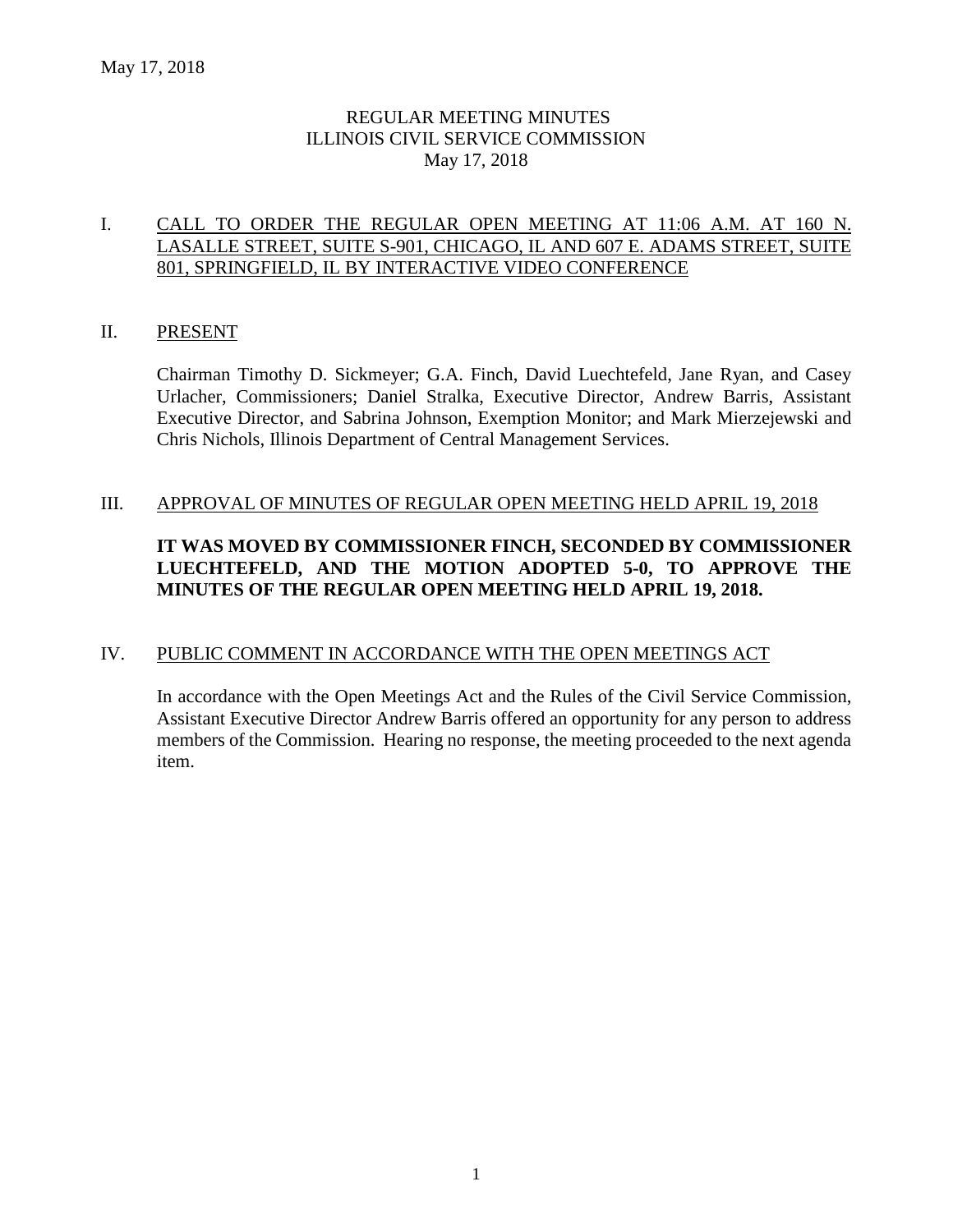REGULAR MEETING MINUTES
ILLINOIS CIVIL SERVICE COMMISSION
May 17, 2018

## I. CALL TO ORDER THE REGULAR OPEN MEETING AT 11:06 A.M. AT 160 N. LASALLE STREET, SUITE S-901, CHICAGO, IL AND 607 E. ADAMS STREET, SUITE 801, SPRINGFIELD, IL BY INTERACTIVE VIDEO CONFERENCE

## II. PRESENT

Chairman Timothy D. Sickmeyer; G.A. Finch, David Luechtefeld, Jane Ryan, and Casey Urlacher, Commissioners; Daniel Stralka, Executive Director, Andrew Barris, Assistant Executive Director, and Sabrina Johnson, Exemption Monitor; and Mark Mierzejewski and Chris Nichols, Illinois Department of Central Management Services.

## III. APPROVAL OF MINUTES OF REGULAR OPEN MEETING HELD APRIL 19, 2018

**IT WAS MOVED BY COMMISSIONER FINCH, SECONDED BY COMMISSIONER LUECHTEFELD, AND THE MOTION ADOPTED 5-0, TO APPROVE THE MINUTES OF THE REGULAR OPEN MEETING HELD APRIL 19, 2018.**

## IV. PUBLIC COMMENT IN ACCORDANCE WITH THE OPEN MEETINGS ACT

In accordance with the Open Meetings Act and the Rules of the Civil Service Commission, Assistant Executive Director Andrew Barris offered an opportunity for any person to address members of the Commission. Hearing no response, the meeting proceeded to the next agenda item.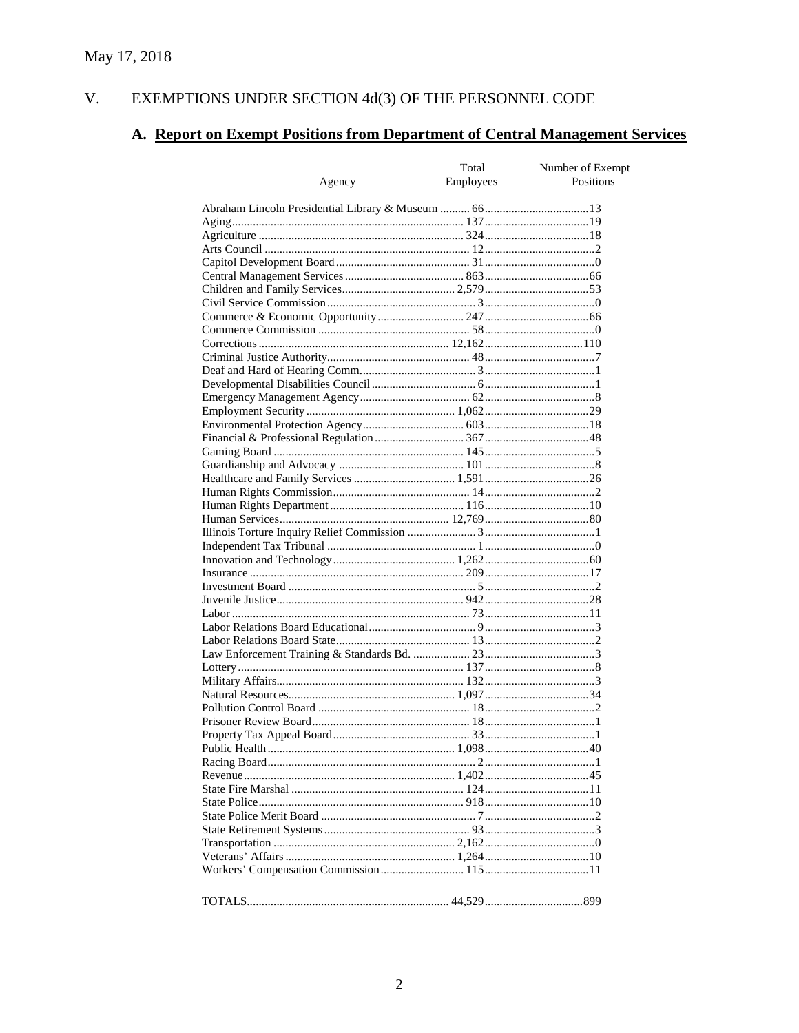May 17, 2018

## V. EXEMPTIONS UNDER SECTION 4d(3) OF THE PERSONNEL CODE

### A. Report on Exempt Positions from Department of Central Management Services

| Agency | Total Employees | Number of Exempt Positions |
|---|---|---|
| Abraham Lincoln Presidential Library & Museum | 66 | 13 |
| Aging | 137 | 19 |
| Agriculture | 324 | 18 |
| Arts Council | 12 | 2 |
| Capitol Development Board | 31 | 0 |
| Central Management Services | 863 | 66 |
| Children and Family Services | 2,579 | 53 |
| Civil Service Commission | 3 | 0 |
| Commerce & Economic Opportunity | 247 | 66 |
| Commerce Commission | 58 | 0 |
| Corrections | 12,162 | 110 |
| Criminal Justice Authority | 48 | 7 |
| Deaf and Hard of Hearing Comm. | 3 | 1 |
| Developmental Disabilities Council | 6 | 1 |
| Emergency Management Agency | 62 | 8 |
| Employment Security | 1,062 | 29 |
| Environmental Protection Agency | 603 | 18 |
| Financial & Professional Regulation | 367 | 48 |
| Gaming Board | 145 | 5 |
| Guardianship and Advocacy | 101 | 8 |
| Healthcare and Family Services | 1,591 | 26 |
| Human Rights Commission | 14 | 2 |
| Human Rights Department | 116 | 10 |
| Human Services | 12,769 | 80 |
| Illinois Torture Inquiry Relief Commission | 3 | 1 |
| Independent Tax Tribunal | 1 | 0 |
| Innovation and Technology | 1,262 | 60 |
| Insurance | 209 | 17 |
| Investment Board | 5 | 2 |
| Juvenile Justice | 942 | 28 |
| Labor | 73 | 11 |
| Labor Relations Board Educational | 9 | 3 |
| Labor Relations Board State | 13 | 2 |
| Law Enforcement Training & Standards Bd. | 23 | 3 |
| Lottery | 137 | 8 |
| Military Affairs | 132 | 3 |
| Natural Resources | 1,097 | 34 |
| Pollution Control Board | 18 | 2 |
| Prisoner Review Board | 18 | 1 |
| Property Tax Appeal Board | 33 | 1 |
| Public Health | 1,098 | 40 |
| Racing Board | 2 | 1 |
| Revenue | 1,402 | 45 |
| State Fire Marshal | 124 | 11 |
| State Police | 918 | 10 |
| State Police Merit Board | 7 | 2 |
| State Retirement Systems | 93 | 3 |
| Transportation | 2,162 | 0 |
| Veterans' Affairs | 1,264 | 10 |
| Workers' Compensation Commission | 115 | 11 |
| TOTALS | 44,529 | 899 |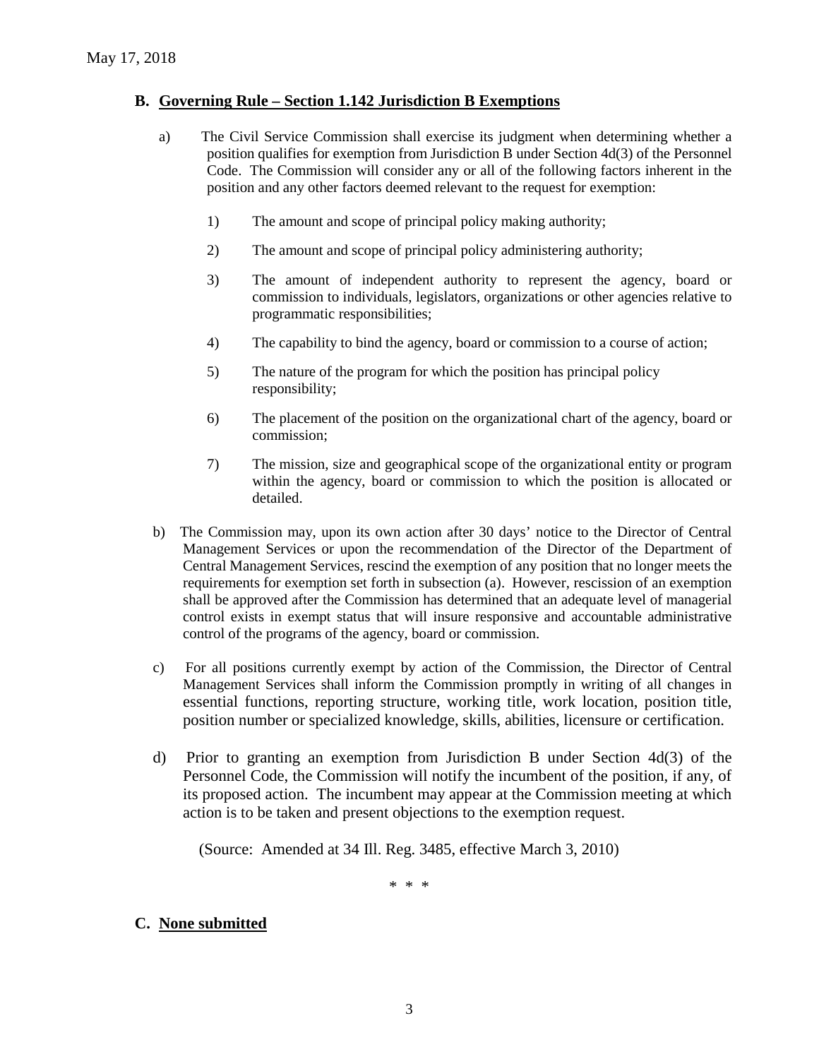## B. Governing Rule – Section 1.142 Jurisdiction B Exemptions

a) The Civil Service Commission shall exercise its judgment when determining whether a position qualifies for exemption from Jurisdiction B under Section 4d(3) of the Personnel Code. The Commission will consider any or all of the following factors inherent in the position and any other factors deemed relevant to the request for exemption:

1) The amount and scope of principal policy making authority;

2) The amount and scope of principal policy administering authority;

3) The amount of independent authority to represent the agency, board or commission to individuals, legislators, organizations or other agencies relative to programmatic responsibilities;

4) The capability to bind the agency, board or commission to a course of action;

5) The nature of the program for which the position has principal policy responsibility;

6) The placement of the position on the organizational chart of the agency, board or commission;

7) The mission, size and geographical scope of the organizational entity or program within the agency, board or commission to which the position is allocated or detailed.

b) The Commission may, upon its own action after 30 days' notice to the Director of Central Management Services or upon the recommendation of the Director of the Department of Central Management Services, rescind the exemption of any position that no longer meets the requirements for exemption set forth in subsection (a). However, rescission of an exemption shall be approved after the Commission has determined that an adequate level of managerial control exists in exempt status that will insure responsive and accountable administrative control of the programs of the agency, board or commission.

c) For all positions currently exempt by action of the Commission, the Director of Central Management Services shall inform the Commission promptly in writing of all changes in essential functions, reporting structure, working title, work location, position title, position number or specialized knowledge, skills, abilities, licensure or certification.

d) Prior to granting an exemption from Jurisdiction B under Section 4d(3) of the Personnel Code, the Commission will notify the incumbent of the position, if any, of its proposed action. The incumbent may appear at the Commission meeting at which action is to be taken and present objections to the exemption request.

(Source: Amended at 34 Ill. Reg. 3485, effective March 3, 2010)

\* \* \*

## C. None submitted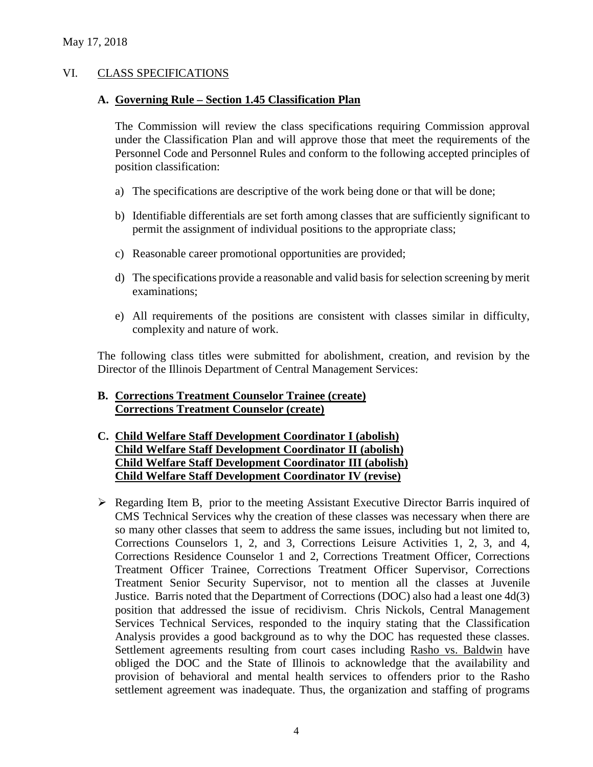May 17, 2018

## VI. CLASS SPECIFICATIONS

### A. Governing Rule – Section 1.45 Classification Plan

The Commission will review the class specifications requiring Commission approval under the Classification Plan and will approve those that meet the requirements of the Personnel Code and Personnel Rules and conform to the following accepted principles of position classification:

a) The specifications are descriptive of the work being done or that will be done;

b) Identifiable differentials are set forth among classes that are sufficiently significant to permit the assignment of individual positions to the appropriate class;

c) Reasonable career promotional opportunities are provided;

d) The specifications provide a reasonable and valid basis for selection screening by merit examinations;

e) All requirements of the positions are consistent with classes similar in difficulty, complexity and nature of work.

The following class titles were submitted for abolishment, creation, and revision by the Director of the Illinois Department of Central Management Services:

### B. Corrections Treatment Counselor Trainee (create)
### Corrections Treatment Counselor (create)

### C. Child Welfare Staff Development Coordinator I (abolish)
### Child Welfare Staff Development Coordinator II (abolish)
### Child Welfare Staff Development Coordinator III (abolish)
### Child Welfare Staff Development Coordinator IV (revise)

- Regarding Item B, prior to the meeting Assistant Executive Director Barris inquired of CMS Technical Services why the creation of these classes was necessary when there are so many other classes that seem to address the same issues, including but not limited to, Corrections Counselors 1, 2, and 3, Corrections Leisure Activities 1, 2, 3, and 4, Corrections Residence Counselor 1 and 2, Corrections Treatment Officer, Corrections Treatment Officer Trainee, Corrections Treatment Officer Supervisor, Corrections Treatment Senior Security Supervisor, not to mention all the classes at Juvenile Justice. Barris noted that the Department of Corrections (DOC) also had a least one 4d(3) position that addressed the issue of recidivism. Chris Nickols, Central Management Services Technical Services, responded to the inquiry stating that the Classification Analysis provides a good background as to why the DOC has requested these classes. Settlement agreements resulting from court cases including Rasho vs. Baldwin have obliged the DOC and the State of Illinois to acknowledge that the availability and provision of behavioral and mental health services to offenders prior to the Rasho settlement agreement was inadequate. Thus, the organization and staffing of programs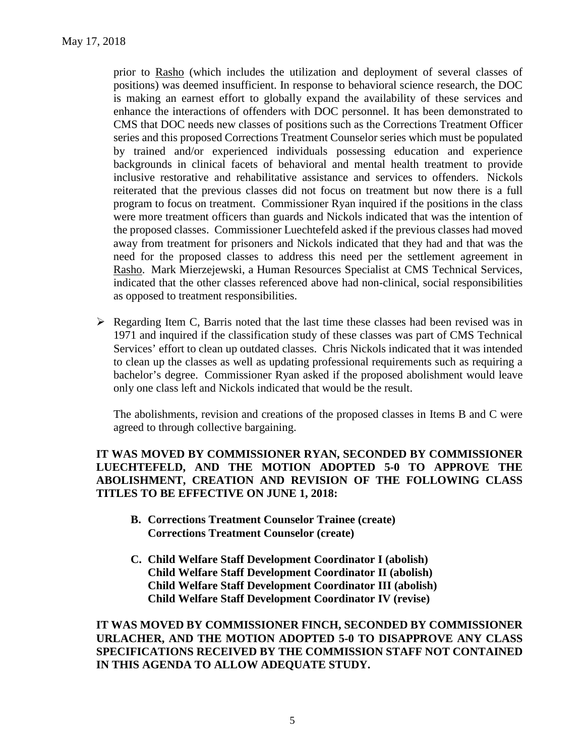prior to Rasho (which includes the utilization and deployment of several classes of positions) was deemed insufficient. In response to behavioral science research, the DOC is making an earnest effort to globally expand the availability of these services and enhance the interactions of offenders with DOC personnel. It has been demonstrated to CMS that DOC needs new classes of positions such as the Corrections Treatment Officer series and this proposed Corrections Treatment Counselor series which must be populated by trained and/or experienced individuals possessing education and experience backgrounds in clinical facets of behavioral and mental health treatment to provide inclusive restorative and rehabilitative assistance and services to offenders. Nickols reiterated that the previous classes did not focus on treatment but now there is a full program to focus on treatment. Commissioner Ryan inquired if the positions in the class were more treatment officers than guards and Nickols indicated that was the intention of the proposed classes. Commissioner Luechtefeld asked if the previous classes had moved away from treatment for prisoners and Nickols indicated that they had and that was the need for the proposed classes to address this need per the settlement agreement in Rasho. Mark Mierzejewski, a Human Resources Specialist at CMS Technical Services, indicated that the other classes referenced above had non-clinical, social responsibilities as opposed to treatment responsibilities.

- Regarding Item C, Barris noted that the last time these classes had been revised was in 1971 and inquired if the classification study of these classes was part of CMS Technical Services' effort to clean up outdated classes. Chris Nickols indicated that it was intended to clean up the classes as well as updating professional requirements such as requiring a bachelor's degree. Commissioner Ryan asked if the proposed abolishment would leave only one class left and Nickols indicated that would be the result.

  The abolishments, revision and creations of the proposed classes in Items B and C were agreed to through collective bargaining.

**IT WAS MOVED BY COMMISSIONER RYAN, SECONDED BY COMMISSIONER LUECHTEFELD, AND THE MOTION ADOPTED 5-0 TO APPROVE THE ABOLISHMENT, CREATION AND REVISION OF THE FOLLOWING CLASS TITLES TO BE EFFECTIVE ON JUNE 1, 2018:**

**B. Corrections Treatment Counselor Trainee (create)**
**Corrections Treatment Counselor (create)**

**C. Child Welfare Staff Development Coordinator I (abolish)**
**Child Welfare Staff Development Coordinator II (abolish)**
**Child Welfare Staff Development Coordinator III (abolish)**
**Child Welfare Staff Development Coordinator IV (revise)**

**IT WAS MOVED BY COMMISSIONER FINCH, SECONDED BY COMMISSIONER URLACHER, AND THE MOTION ADOPTED 5-0 TO DISAPPROVE ANY CLASS SPECIFICATIONS RECEIVED BY THE COMMISSION STAFF NOT CONTAINED IN THIS AGENDA TO ALLOW ADEQUATE STUDY.**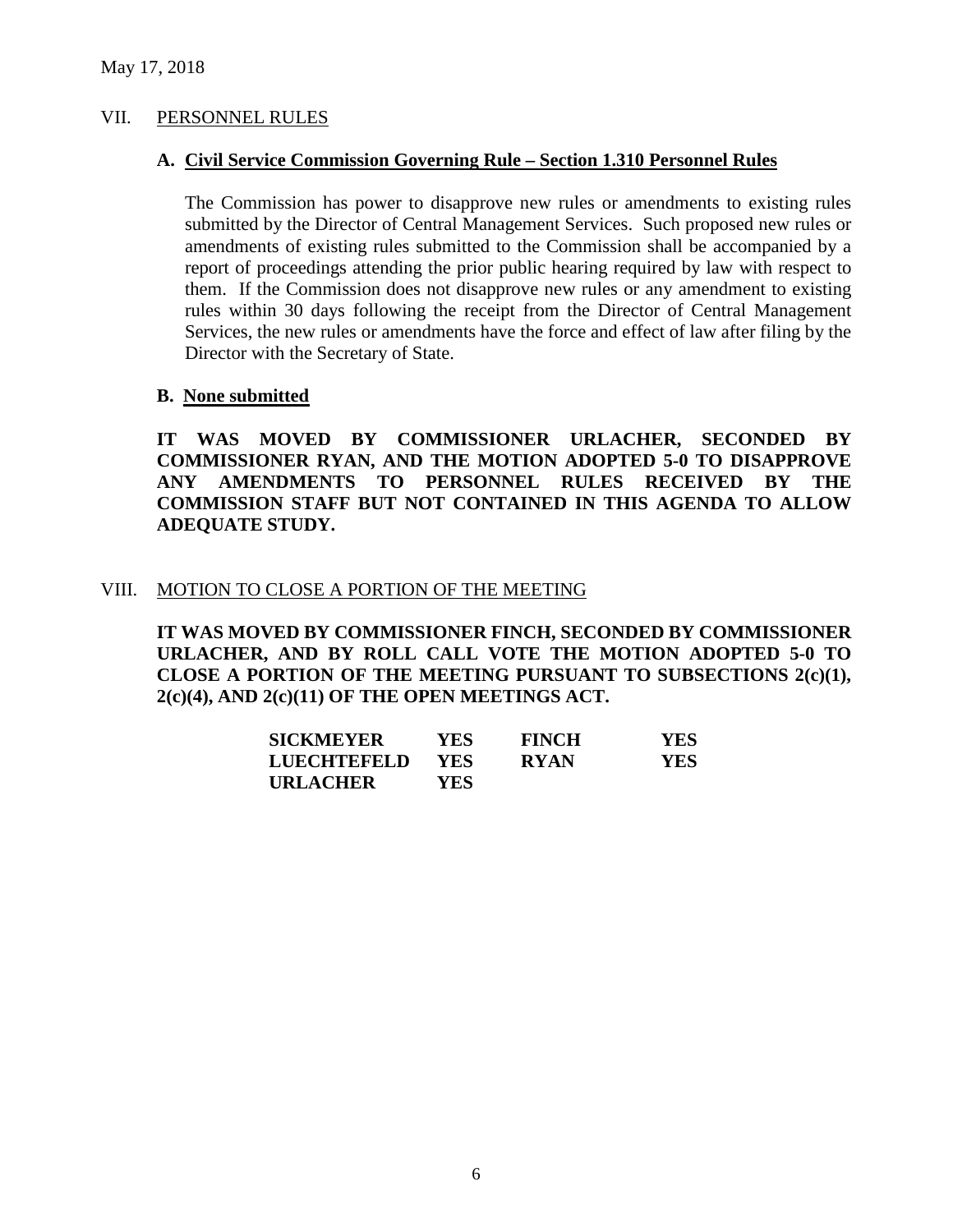May 17, 2018

## VII. PERSONNEL RULES

### A. Civil Service Commission Governing Rule – Section 1.310 Personnel Rules

The Commission has power to disapprove new rules or amendments to existing rules submitted by the Director of Central Management Services. Such proposed new rules or amendments of existing rules submitted to the Commission shall be accompanied by a report of proceedings attending the prior public hearing required by law with respect to them. If the Commission does not disapprove new rules or any amendment to existing rules within 30 days following the receipt from the Director of Central Management Services, the new rules or amendments have the force and effect of law after filing by the Director with the Secretary of State.

### B. None submitted

**IT WAS MOVED BY COMMISSIONER URLACHER, SECONDED BY COMMISSIONER RYAN, AND THE MOTION ADOPTED 5-0 TO DISAPPROVE ANY AMENDMENTS TO PERSONNEL RULES RECEIVED BY THE COMMISSION STAFF BUT NOT CONTAINED IN THIS AGENDA TO ALLOW ADEQUATE STUDY.**

## VIII. MOTION TO CLOSE A PORTION OF THE MEETING

**IT WAS MOVED BY COMMISSIONER FINCH, SECONDED BY COMMISSIONER URLACHER, AND BY ROLL CALL VOTE THE MOTION ADOPTED 5-0 TO CLOSE A PORTION OF THE MEETING PURSUANT TO SUBSECTIONS 2(c)(1), 2(c)(4), AND 2(c)(11) OF THE OPEN MEETINGS ACT.**

| | | | |
|---|---|---|---|
| **SICKMEYER** | **YES** | **FINCH** | **YES** |
| **LUECHTEFELD** | **YES** | **RYAN** | **YES** |
| **URLACHER** | **YES** | | |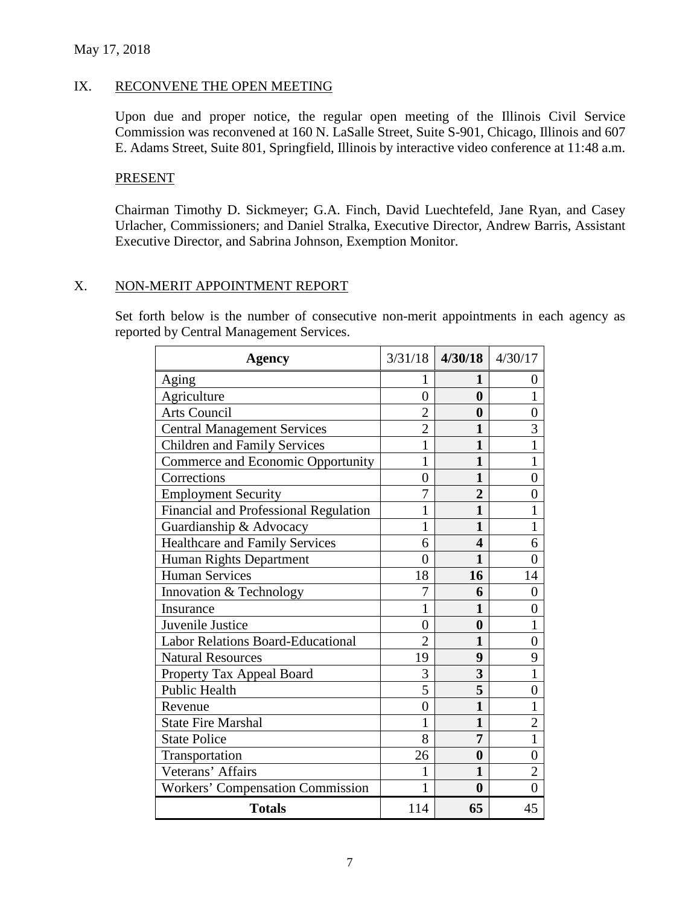May 17, 2018

## IX. RECONVENE THE OPEN MEETING

Upon due and proper notice, the regular open meeting of the Illinois Civil Service Commission was reconvened at 160 N. LaSalle Street, Suite S-901, Chicago, Illinois and 607 E. Adams Street, Suite 801, Springfield, Illinois by interactive video conference at 11:48 a.m.

### PRESENT

Chairman Timothy D. Sickmeyer; G.A. Finch, David Luechtefeld, Jane Ryan, and Casey Urlacher, Commissioners; and Daniel Stralka, Executive Director, Andrew Barris, Assistant Executive Director, and Sabrina Johnson, Exemption Monitor.

## X. NON-MERIT APPOINTMENT REPORT

Set forth below is the number of consecutive non-merit appointments in each agency as reported by Central Management Services.

| Agency | 3/31/18 | 4/30/18 | 4/30/17 |
|---|---|---|---|
| Aging | 1 | **1** | 0 |
| Agriculture | 0 | **0** | 1 |
| Arts Council | 2 | **0** | 0 |
| Central Management Services | 2 | **1** | 3 |
| Children and Family Services | 1 | **1** | 1 |
| Commerce and Economic Opportunity | 1 | **1** | 1 |
| Corrections | 0 | **1** | 0 |
| Employment Security | 7 | **2** | 0 |
| Financial and Professional Regulation | 1 | **1** | 1 |
| Guardianship & Advocacy | 1 | **1** | 1 |
| Healthcare and Family Services | 6 | **4** | 6 |
| Human Rights Department | 0 | **1** | 0 |
| Human Services | 18 | **16** | 14 |
| Innovation & Technology | 7 | **6** | 0 |
| Insurance | 1 | **1** | 0 |
| Juvenile Justice | 0 | **0** | 1 |
| Labor Relations Board-Educational | 2 | **1** | 0 |
| Natural Resources | 19 | **9** | 9 |
| Property Tax Appeal Board | 3 | **3** | 1 |
| Public Health | 5 | **5** | 0 |
| Revenue | 0 | **1** | 1 |
| State Fire Marshal | 1 | **1** | 2 |
| State Police | 8 | **7** | 1 |
| Transportation | 26 | **0** | 0 |
| Veterans' Affairs | 1 | **1** | 2 |
| Workers' Compensation Commission | 1 | **0** | 0 |
| **Totals** | 114 | **65** | 45 |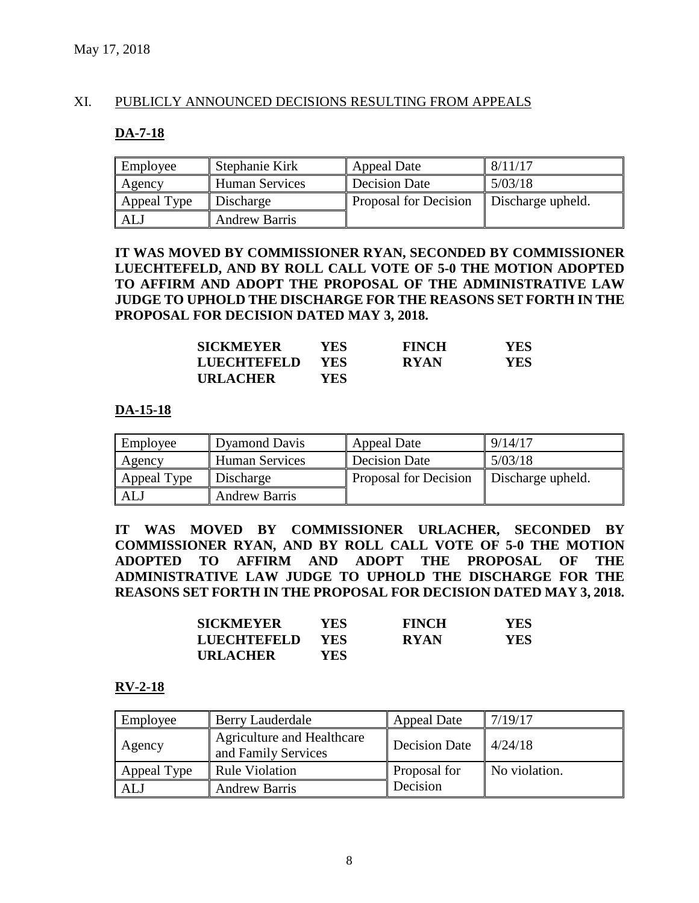May 17, 2018

## XI. PUBLICLY ANNOUNCED DECISIONS RESULTING FROM APPEALS

### DA-7-18

| Employee | Stephanie Kirk | Appeal Date | 8/11/17 |
|---|---|---|---|
| Agency | Human Services | Decision Date | 5/03/18 |
| Appeal Type | Discharge | Proposal for Decision | Discharge upheld. |
| ALJ | Andrew Barris | | |

**IT WAS MOVED BY COMMISSIONER RYAN, SECONDED BY COMMISSIONER LUECHTEFELD, AND BY ROLL CALL VOTE OF 5-0 THE MOTION ADOPTED TO AFFIRM AND ADOPT THE PROPOSAL OF THE ADMINISTRATIVE LAW JUDGE TO UPHOLD THE DISCHARGE FOR THE REASONS SET FORTH IN THE PROPOSAL FOR DECISION DATED MAY 3, 2018.**

| | | | |
|---|---|---|---|
| **SICKMEYER** | **YES** | **FINCH** | **YES** |
| **LUECHTEFELD** | **YES** | **RYAN** | **YES** |
| **URLACHER** | **YES** | | |

### DA-15-18

| Employee | Dyamond Davis | Appeal Date | 9/14/17 |
|---|---|---|---|
| Agency | Human Services | Decision Date | 5/03/18 |
| Appeal Type | Discharge | Proposal for Decision | Discharge upheld. |
| ALJ | Andrew Barris | | |

**IT WAS MOVED BY COMMISSIONER URLACHER, SECONDED BY COMMISSIONER RYAN, AND BY ROLL CALL VOTE OF 5-0 THE MOTION ADOPTED TO AFFIRM AND ADOPT THE PROPOSAL OF THE ADMINISTRATIVE LAW JUDGE TO UPHOLD THE DISCHARGE FOR THE REASONS SET FORTH IN THE PROPOSAL FOR DECISION DATED MAY 3, 2018.**

| | | | |
|---|---|---|---|
| **SICKMEYER** | **YES** | **FINCH** | **YES** |
| **LUECHTEFELD** | **YES** | **RYAN** | **YES** |
| **URLACHER** | **YES** | | |

### RV-2-18

| Employee | Berry Lauderdale | Appeal Date | 7/19/17 |
|---|---|---|---|
| Agency | Agriculture and Healthcare and Family Services | Decision Date | 4/24/18 |
| Appeal Type | Rule Violation | Proposal for Decision | No violation. |
| ALJ | Andrew Barris | | |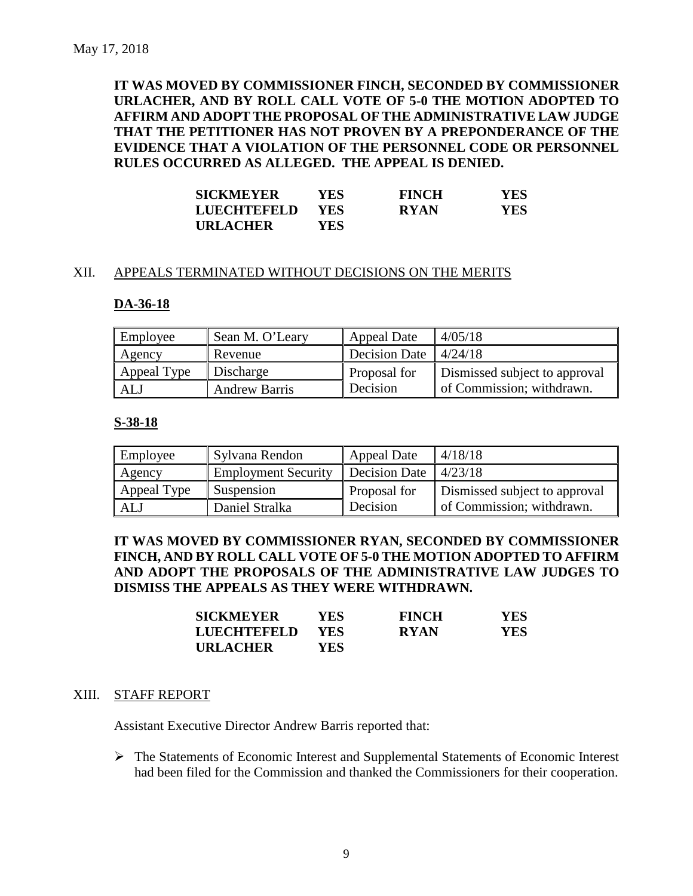May 17, 2018

**IT WAS MOVED BY COMMISSIONER FINCH, SECONDED BY COMMISSIONER URLACHER, AND BY ROLL CALL VOTE OF 5-0 THE MOTION ADOPTED TO AFFIRM AND ADOPT THE PROPOSAL OF THE ADMINISTRATIVE LAW JUDGE THAT THE PETITIONER HAS NOT PROVEN BY A PREPONDERANCE OF THE EVIDENCE THAT A VIOLATION OF THE PERSONNEL CODE OR PERSONNEL RULES OCCURRED AS ALLEGED. THE APPEAL IS DENIED.**

| | | | |
|---|---|---|---|
| **SICKMEYER** | **YES** | **FINCH** | **YES** |
| **LUECHTEFELD** | **YES** | **RYAN** | **YES** |
| **URLACHER** | **YES** | | |

## XII. APPEALS TERMINATED WITHOUT DECISIONS ON THE MERITS

### DA-36-18

| Employee | Sean M. O'Leary | Appeal Date | 4/05/18 |
|---|---|---|---|
| Agency | Revenue | Decision Date | 4/24/18 |
| Appeal Type | Discharge | Proposal for Decision | Dismissed subject to approval of Commission; withdrawn. |
| ALJ | Andrew Barris | | |

### S-38-18

| Employee | Sylvana Rendon | Appeal Date | 4/18/18 |
|---|---|---|---|
| Agency | Employment Security | Decision Date | 4/23/18 |
| Appeal Type | Suspension | Proposal for Decision | Dismissed subject to approval of Commission; withdrawn. |
| ALJ | Daniel Stralka | | |

**IT WAS MOVED BY COMMISSIONER RYAN, SECONDED BY COMMISSIONER FINCH, AND BY ROLL CALL VOTE OF 5-0 THE MOTION ADOPTED TO AFFIRM AND ADOPT THE PROPOSALS OF THE ADMINISTRATIVE LAW JUDGES TO DISMISS THE APPEALS AS THEY WERE WITHDRAWN.**

| | | | |
|---|---|---|---|
| **SICKMEYER** | **YES** | **FINCH** | **YES** |
| **LUECHTEFELD** | **YES** | **RYAN** | **YES** |
| **URLACHER** | **YES** | | |

## XIII. STAFF REPORT

Assistant Executive Director Andrew Barris reported that:

- The Statements of Economic Interest and Supplemental Statements of Economic Interest had been filed for the Commission and thanked the Commissioners for their cooperation.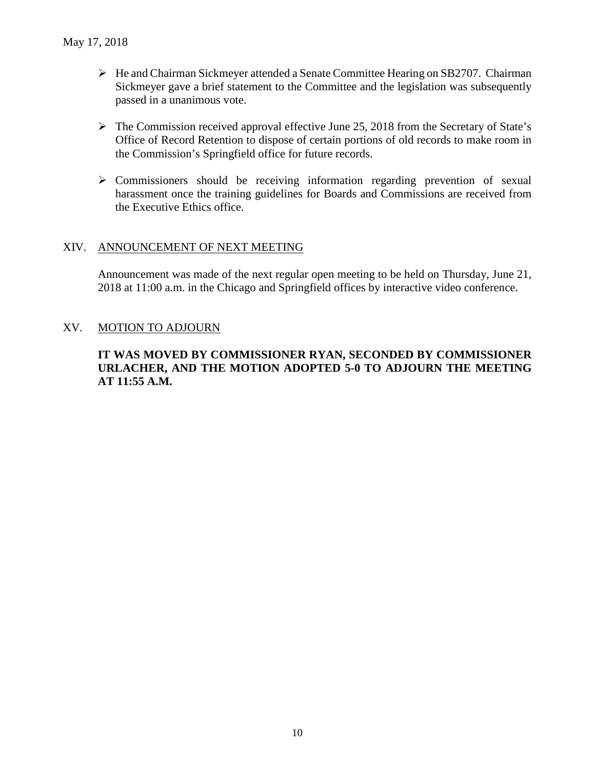- He and Chairman Sickmeyer attended a Senate Committee Hearing on SB2707. Chairman Sickmeyer gave a brief statement to the Committee and the legislation was subsequently passed in a unanimous vote.
- The Commission received approval effective June 25, 2018 from the Secretary of State's Office of Record Retention to dispose of certain portions of old records to make room in the Commission's Springfield office for future records.
- Commissioners should be receiving information regarding prevention of sexual harassment once the training guidelines for Boards and Commissions are received from the Executive Ethics office.

## XIV. ANNOUNCEMENT OF NEXT MEETING

Announcement was made of the next regular open meeting to be held on Thursday, June 21, 2018 at 11:00 a.m. in the Chicago and Springfield offices by interactive video conference.

## XV. MOTION TO ADJOURN

**IT WAS MOVED BY COMMISSIONER RYAN, SECONDED BY COMMISSIONER URLACHER, AND THE MOTION ADOPTED 5-0 TO ADJOURN THE MEETING AT 11:55 A.M.**